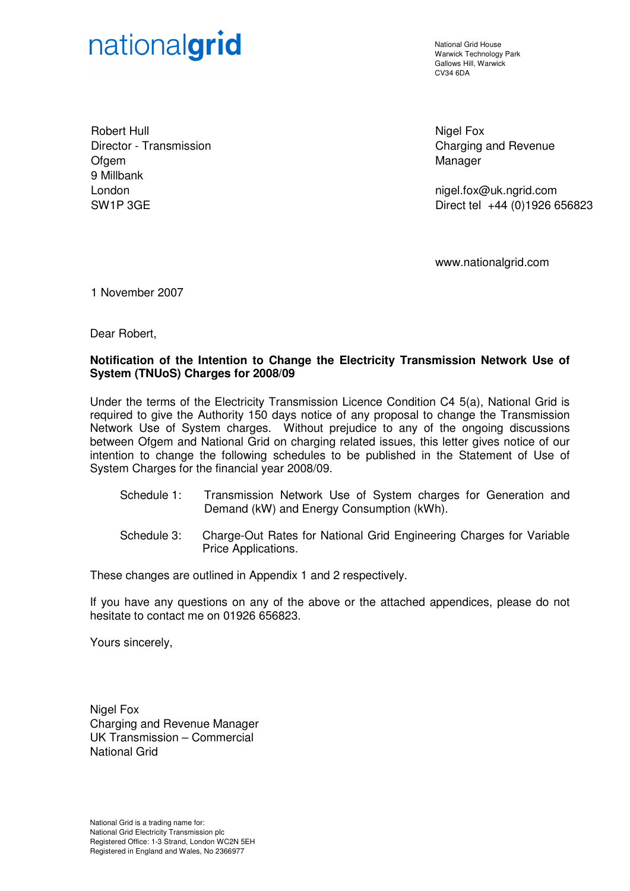nationalgrid

National Grid House
Warwick Technology Park
Gallows Hill, Warwick
CV34 6DA

Robert Hull
Director - Transmission
Ofgem
9 Millbank
London
SW1P 3GE

Nigel Fox
Charging and Revenue Manager

nigel.fox@uk.ngrid.com
Direct tel +44 (0)1926 656823

www.nationalgrid.com

1 November 2007

Dear Robert,

**Notification of the Intention to Change the Electricity Transmission Network Use of System (TNUoS) Charges for 2008/09**

Under the terms of the Electricity Transmission Licence Condition C4 5(a), National Grid is required to give the Authority 150 days notice of any proposal to change the Transmission Network Use of System charges. Without prejudice to any of the ongoing discussions between Ofgem and National Grid on charging related issues, this letter gives notice of our intention to change the following schedules to be published in the Statement of Use of System Charges for the financial year 2008/09.

- Schedule 1: Transmission Network Use of System charges for Generation and Demand (kW) and Energy Consumption (kWh).
- Schedule 3: Charge-Out Rates for National Grid Engineering Charges for Variable Price Applications.

These changes are outlined in Appendix 1 and 2 respectively.

If you have any questions on any of the above or the attached appendices, please do not hesitate to contact me on 01926 656823.

Yours sincerely,

Nigel Fox
Charging and Revenue Manager
UK Transmission – Commercial
National Grid

National Grid is a trading name for:
National Grid Electricity Transmission plc
Registered Office: 1-3 Strand, London WC2N 5EH
Registered in England and Wales, No 2366977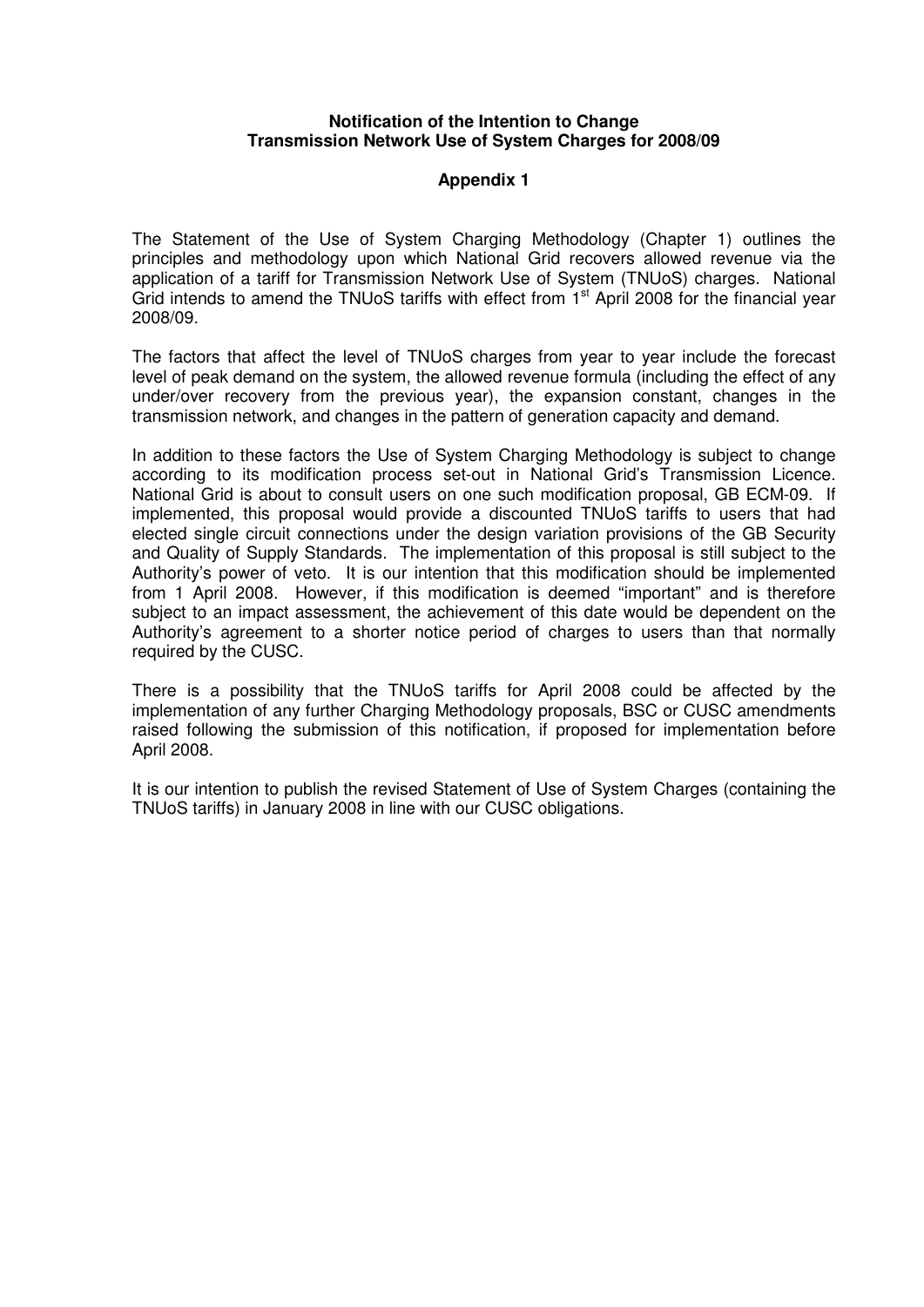**Notification of the Intention to Change Transmission Network Use of System Charges for 2008/09**

**Appendix 1**

The Statement of the Use of System Charging Methodology (Chapter 1) outlines the principles and methodology upon which National Grid recovers allowed revenue via the application of a tariff for Transmission Network Use of System (TNUoS) charges. National Grid intends to amend the TNUoS tariffs with effect from 1st April 2008 for the financial year 2008/09.

The factors that affect the level of TNUoS charges from year to year include the forecast level of peak demand on the system, the allowed revenue formula (including the effect of any under/over recovery from the previous year), the expansion constant, changes in the transmission network, and changes in the pattern of generation capacity and demand.

In addition to these factors the Use of System Charging Methodology is subject to change according to its modification process set-out in National Grid's Transmission Licence. National Grid is about to consult users on one such modification proposal, GB ECM-09. If implemented, this proposal would provide a discounted TNUoS tariffs to users that had elected single circuit connections under the design variation provisions of the GB Security and Quality of Supply Standards. The implementation of this proposal is still subject to the Authority's power of veto. It is our intention that this modification should be implemented from 1 April 2008. However, if this modification is deemed "important" and is therefore subject to an impact assessment, the achievement of this date would be dependent on the Authority's agreement to a shorter notice period of charges to users than that normally required by the CUSC.

There is a possibility that the TNUoS tariffs for April 2008 could be affected by the implementation of any further Charging Methodology proposals, BSC or CUSC amendments raised following the submission of this notification, if proposed for implementation before April 2008.

It is our intention to publish the revised Statement of Use of System Charges (containing the TNUoS tariffs) in January 2008 in line with our CUSC obligations.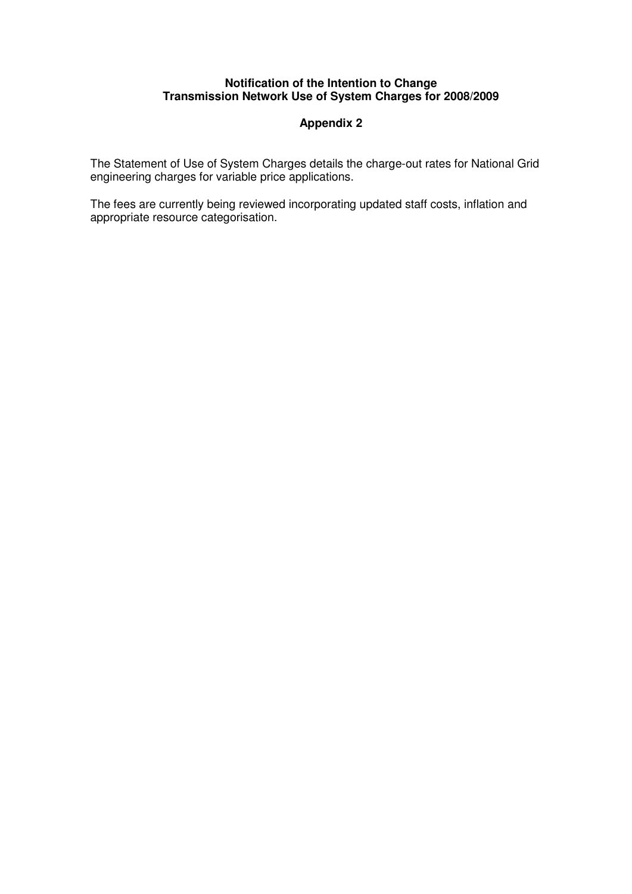**Notification of the Intention to Change**
**Transmission Network Use of System Charges for 2008/2009**

**Appendix 2**

The Statement of Use of System Charges details the charge-out rates for National Grid engineering charges for variable price applications.

The fees are currently being reviewed incorporating updated staff costs, inflation and appropriate resource categorisation.